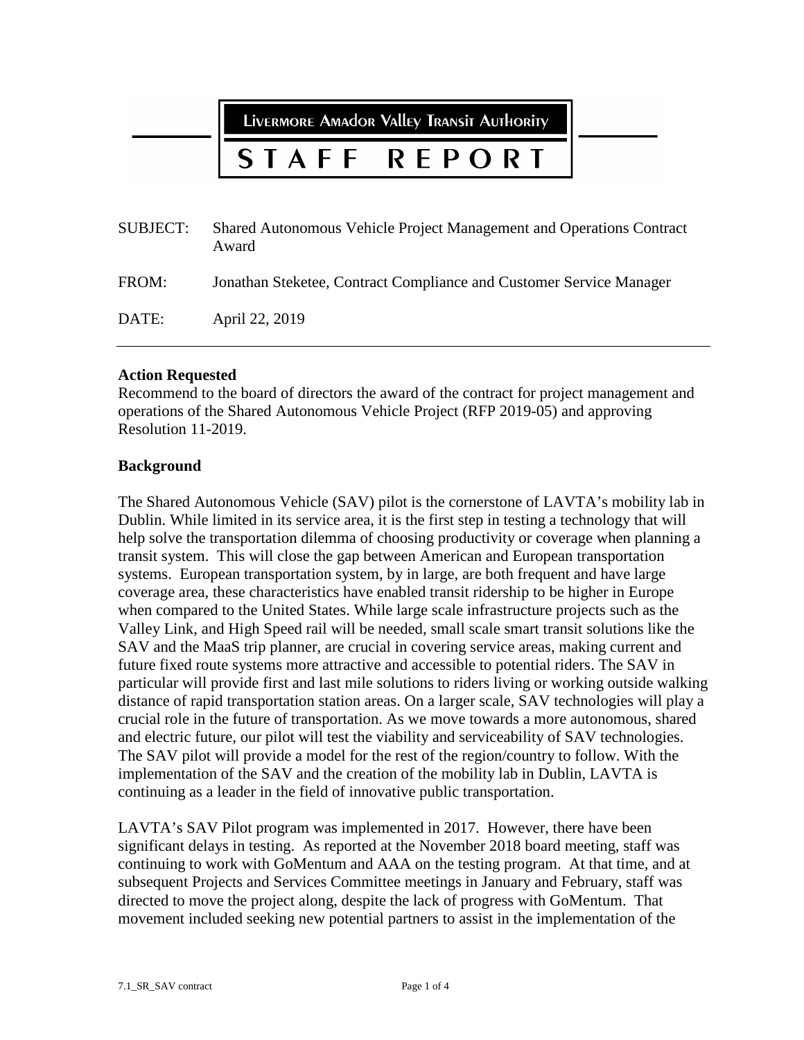# Livermore Amador Valley Transit Authority

# STAFF REPORT

SUBJECT: Shared Autonomous Vehicle Project Management and Operations Contract Award

FROM: Jonathan Steketee, Contract Compliance and Customer Service Manager

DATE: April 22, 2019

---

**Action Requested**

Recommend to the board of directors the award of the contract for project management and operations of the Shared Autonomous Vehicle Project (RFP 2019-05) and approving Resolution 11-2019.

**Background**

The Shared Autonomous Vehicle (SAV) pilot is the cornerstone of LAVTA's mobility lab in Dublin. While limited in its service area, it is the first step in testing a technology that will help solve the transportation dilemma of choosing productivity or coverage when planning a transit system. This will close the gap between American and European transportation systems. European transportation system, by in large, are both frequent and have large coverage area, these characteristics have enabled transit ridership to be higher in Europe when compared to the United States. While large scale infrastructure projects such as the Valley Link, and High Speed rail will be needed, small scale smart transit solutions like the SAV and the MaaS trip planner, are crucial in covering service areas, making current and future fixed route systems more attractive and accessible to potential riders. The SAV in particular will provide first and last mile solutions to riders living or working outside walking distance of rapid transportation station areas. On a larger scale, SAV technologies will play a crucial role in the future of transportation. As we move towards a more autonomous, shared and electric future, our pilot will test the viability and serviceability of SAV technologies. The SAV pilot will provide a model for the rest of the region/country to follow. With the implementation of the SAV and the creation of the mobility lab in Dublin, LAVTA is continuing as a leader in the field of innovative public transportation.

LAVTA's SAV Pilot program was implemented in 2017. However, there have been significant delays in testing. As reported at the November 2018 board meeting, staff was continuing to work with GoMentum and AAA on the testing program. At that time, and at subsequent Projects and Services Committee meetings in January and February, staff was directed to move the project along, despite the lack of progress with GoMentum. That movement included seeking new potential partners to assist in the implementation of the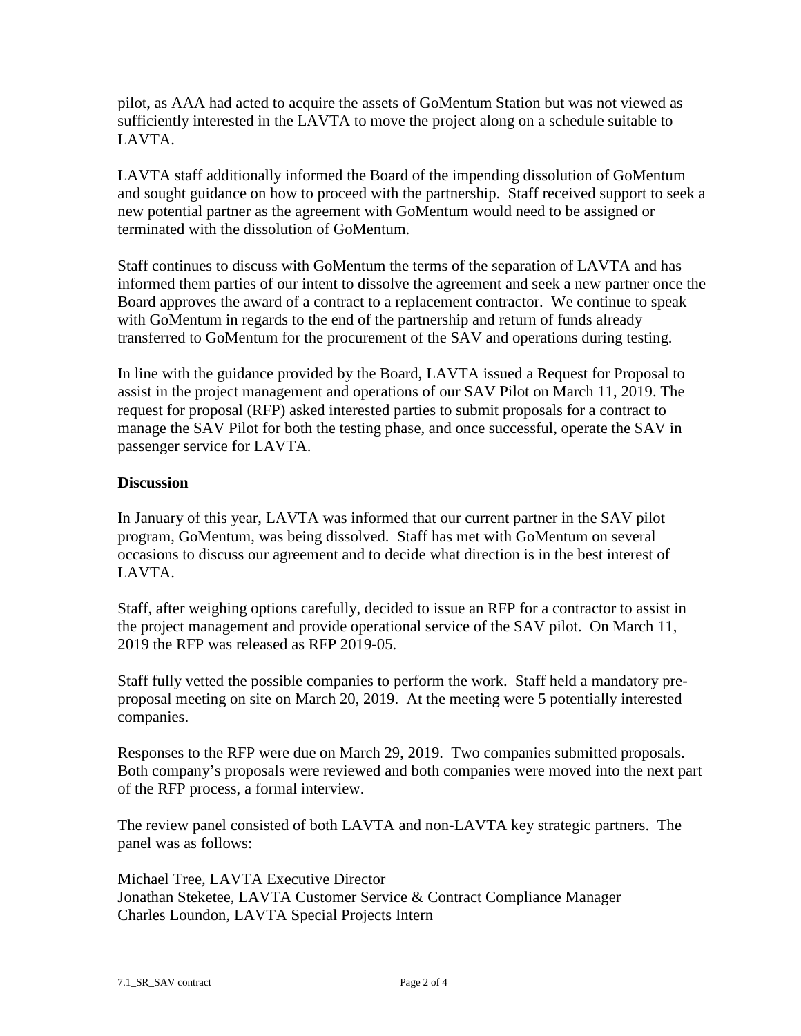pilot, as AAA had acted to acquire the assets of GoMentum Station but was not viewed as sufficiently interested in the LAVTA to move the project along on a schedule suitable to LAVTA.

LAVTA staff additionally informed the Board of the impending dissolution of GoMentum and sought guidance on how to proceed with the partnership. Staff received support to seek a new potential partner as the agreement with GoMentum would need to be assigned or terminated with the dissolution of GoMentum.

Staff continues to discuss with GoMentum the terms of the separation of LAVTA and has informed them parties of our intent to dissolve the agreement and seek a new partner once the Board approves the award of a contract to a replacement contractor. We continue to speak with GoMentum in regards to the end of the partnership and return of funds already transferred to GoMentum for the procurement of the SAV and operations during testing.

In line with the guidance provided by the Board, LAVTA issued a Request for Proposal to assist in the project management and operations of our SAV Pilot on March 11, 2019. The request for proposal (RFP) asked interested parties to submit proposals for a contract to manage the SAV Pilot for both the testing phase, and once successful, operate the SAV in passenger service for LAVTA.

**Discussion**

In January of this year, LAVTA was informed that our current partner in the SAV pilot program, GoMentum, was being dissolved. Staff has met with GoMentum on several occasions to discuss our agreement and to decide what direction is in the best interest of LAVTA.

Staff, after weighing options carefully, decided to issue an RFP for a contractor to assist in the project management and provide operational service of the SAV pilot. On March 11, 2019 the RFP was released as RFP 2019-05.

Staff fully vetted the possible companies to perform the work. Staff held a mandatory pre-proposal meeting on site on March 20, 2019. At the meeting were 5 potentially interested companies.

Responses to the RFP were due on March 29, 2019. Two companies submitted proposals. Both company's proposals were reviewed and both companies were moved into the next part of the RFP process, a formal interview.

The review panel consisted of both LAVTA and non-LAVTA key strategic partners. The panel was as follows:

Michael Tree, LAVTA Executive Director
Jonathan Steketee, LAVTA Customer Service & Contract Compliance Manager
Charles Loundon, LAVTA Special Projects Intern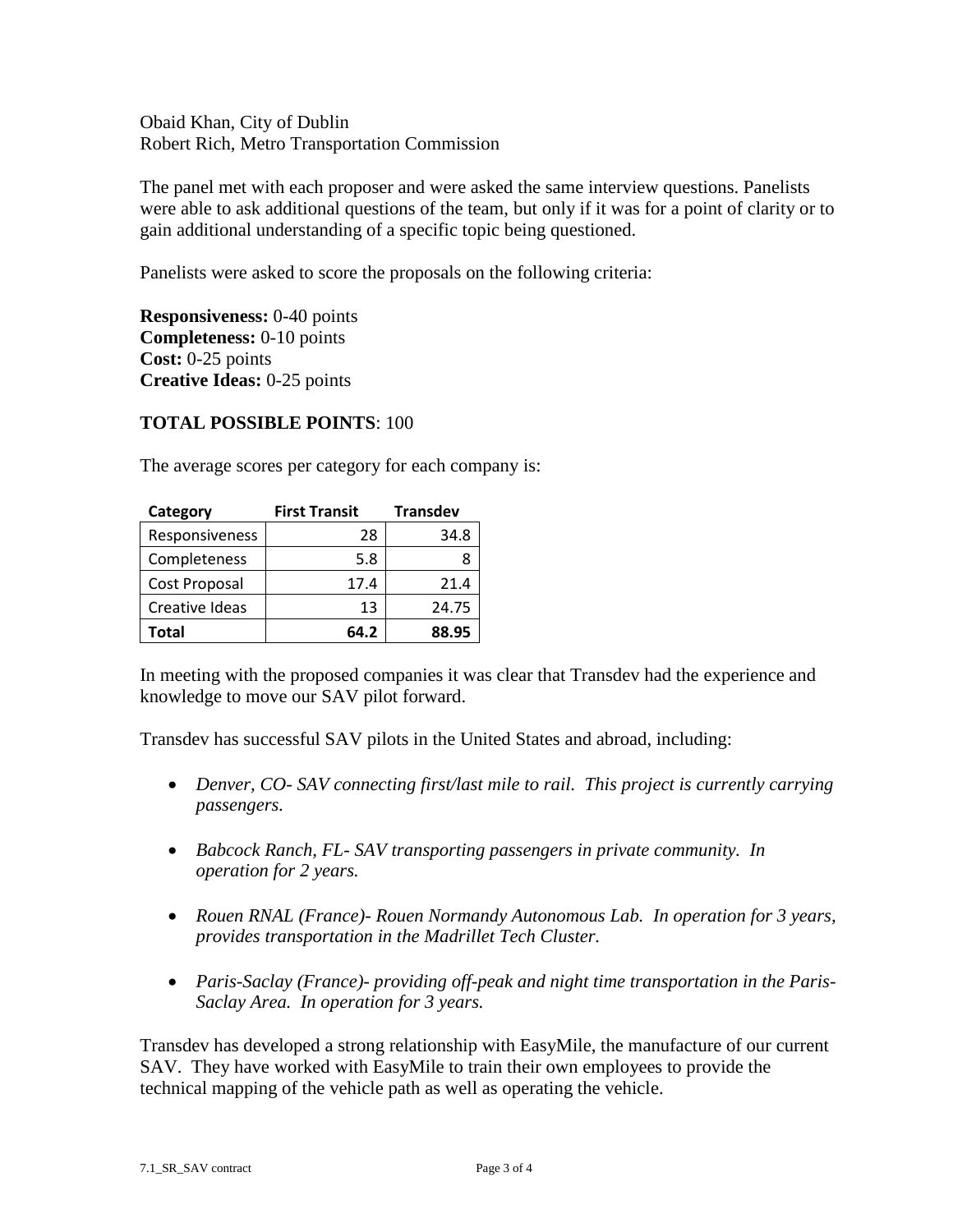Obaid Khan, City of Dublin
Robert Rich, Metro Transportation Commission

The panel met with each proposer and were asked the same interview questions. Panelists were able to ask additional questions of the team, but only if it was for a point of clarity or to gain additional understanding of a specific topic being questioned.

Panelists were asked to score the proposals on the following criteria:

**Responsiveness:** 0-40 points
**Completeness:** 0-10 points
**Cost:** 0-25 points
**Creative Ideas:** 0-25 points

**TOTAL POSSIBLE POINTS**: 100

The average scores per category for each company is:

| Category | First Transit | Transdev |
|---|---|---|
| Responsiveness | 28 | 34.8 |
| Completeness | 5.8 | 8 |
| Cost Proposal | 17.4 | 21.4 |
| Creative Ideas | 13 | 24.75 |
| **Total** | **64.2** | **88.95** |

In meeting with the proposed companies it was clear that Transdev had the experience and knowledge to move our SAV pilot forward.

Transdev has successful SAV pilots in the United States and abroad, including:

- *Denver, CO- SAV connecting first/last mile to rail. This project is currently carrying passengers.*
- *Babcock Ranch, FL- SAV transporting passengers in private community. In operation for 2 years.*
- *Rouen RNAL (France)- Rouen Normandy Autonomous Lab. In operation for 3 years, provides transportation in the Madrillet Tech Cluster.*
- *Paris-Saclay (France)- providing off-peak and night time transportation in the Paris-Saclay Area. In operation for 3 years.*

Transdev has developed a strong relationship with EasyMile, the manufacture of our current SAV. They have worked with EasyMile to train their own employees to provide the technical mapping of the vehicle path as well as operating the vehicle.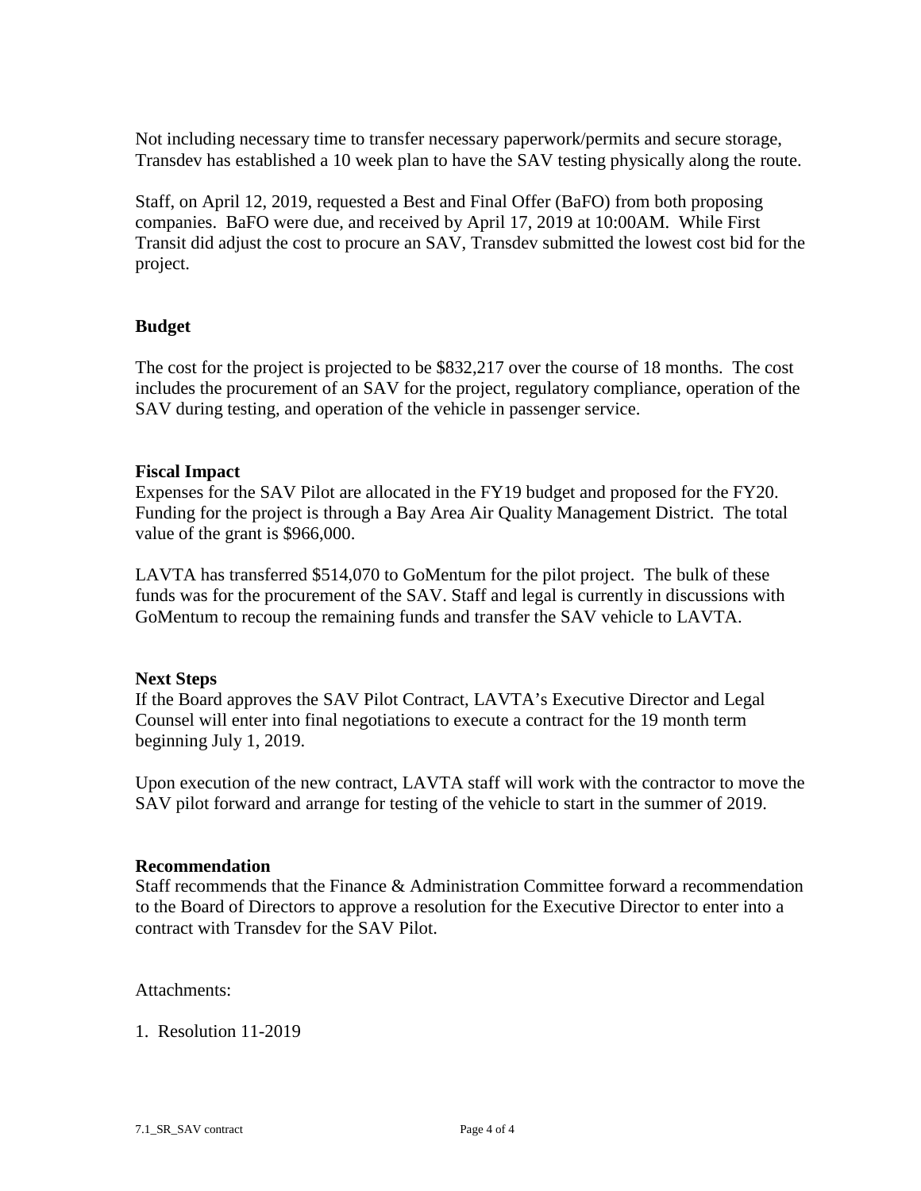Not including necessary time to transfer necessary paperwork/permits and secure storage, Transdev has established a 10 week plan to have the SAV testing physically along the route.

Staff, on April 12, 2019, requested a Best and Final Offer (BaFO) from both proposing companies. BaFO were due, and received by April 17, 2019 at 10:00AM. While First Transit did adjust the cost to procure an SAV, Transdev submitted the lowest cost bid for the project.

**Budget**

The cost for the project is projected to be $832,217 over the course of 18 months. The cost includes the procurement of an SAV for the project, regulatory compliance, operation of the SAV during testing, and operation of the vehicle in passenger service.

**Fiscal Impact**

Expenses for the SAV Pilot are allocated in the FY19 budget and proposed for the FY20. Funding for the project is through a Bay Area Air Quality Management District. The total value of the grant is $966,000.

LAVTA has transferred $514,070 to GoMentum for the pilot project. The bulk of these funds was for the procurement of the SAV. Staff and legal is currently in discussions with GoMentum to recoup the remaining funds and transfer the SAV vehicle to LAVTA.

**Next Steps**

If the Board approves the SAV Pilot Contract, LAVTA's Executive Director and Legal Counsel will enter into final negotiations to execute a contract for the 19 month term beginning July 1, 2019.

Upon execution of the new contract, LAVTA staff will work with the contractor to move the SAV pilot forward and arrange for testing of the vehicle to start in the summer of 2019.

**Recommendation**

Staff recommends that the Finance & Administration Committee forward a recommendation to the Board of Directors to approve a resolution for the Executive Director to enter into a contract with Transdev for the SAV Pilot.

Attachments:

1. Resolution 11-2019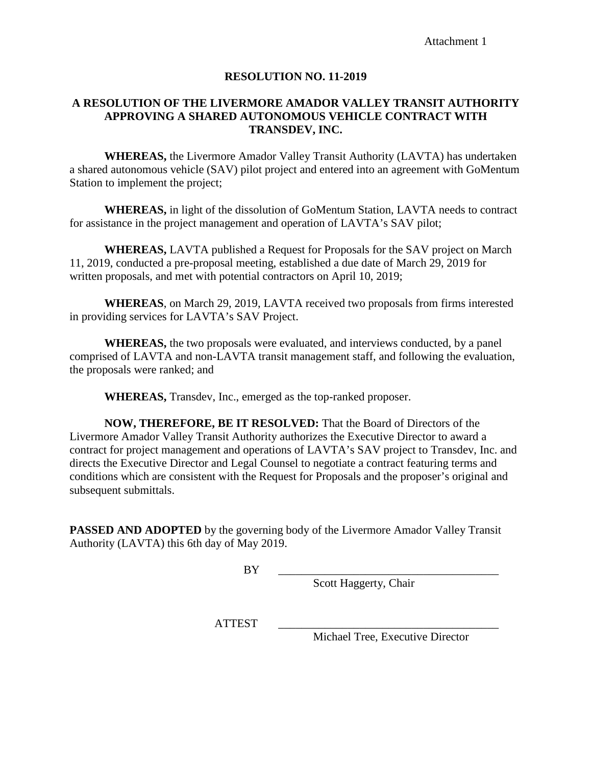Attachment 1

**RESOLUTION NO. 11-2019**

**A RESOLUTION OF THE LIVERMORE AMADOR VALLEY TRANSIT AUTHORITY APPROVING A SHARED AUTONOMOUS VEHICLE CONTRACT WITH TRANSDEV, INC.**

**WHEREAS,** the Livermore Amador Valley Transit Authority (LAVTA) has undertaken a shared autonomous vehicle (SAV) pilot project and entered into an agreement with GoMentum Station to implement the project;

**WHEREAS,** in light of the dissolution of GoMentum Station, LAVTA needs to contract for assistance in the project management and operation of LAVTA's SAV pilot;

**WHEREAS,** LAVTA published a Request for Proposals for the SAV project on March 11, 2019, conducted a pre-proposal meeting, established a due date of March 29, 2019 for written proposals, and met with potential contractors on April 10, 2019;

**WHEREAS**, on March 29, 2019, LAVTA received two proposals from firms interested in providing services for LAVTA's SAV Project.

**WHEREAS,** the two proposals were evaluated, and interviews conducted, by a panel comprised of LAVTA and non-LAVTA transit management staff, and following the evaluation, the proposals were ranked; and

**WHEREAS,** Transdev, Inc., emerged as the top-ranked proposer.

**NOW, THEREFORE, BE IT RESOLVED:** That the Board of Directors of the Livermore Amador Valley Transit Authority authorizes the Executive Director to award a contract for project management and operations of LAVTA's SAV project to Transdev, Inc. and directs the Executive Director and Legal Counsel to negotiate a contract featuring terms and conditions which are consistent with the Request for Proposals and the proposer's original and subsequent submittals.

**PASSED AND ADOPTED** by the governing body of the Livermore Amador Valley Transit Authority (LAVTA) this 6th day of May 2019.

BY ______________________________________

Scott Haggerty, Chair

ATTEST ______________________________________

Michael Tree, Executive Director